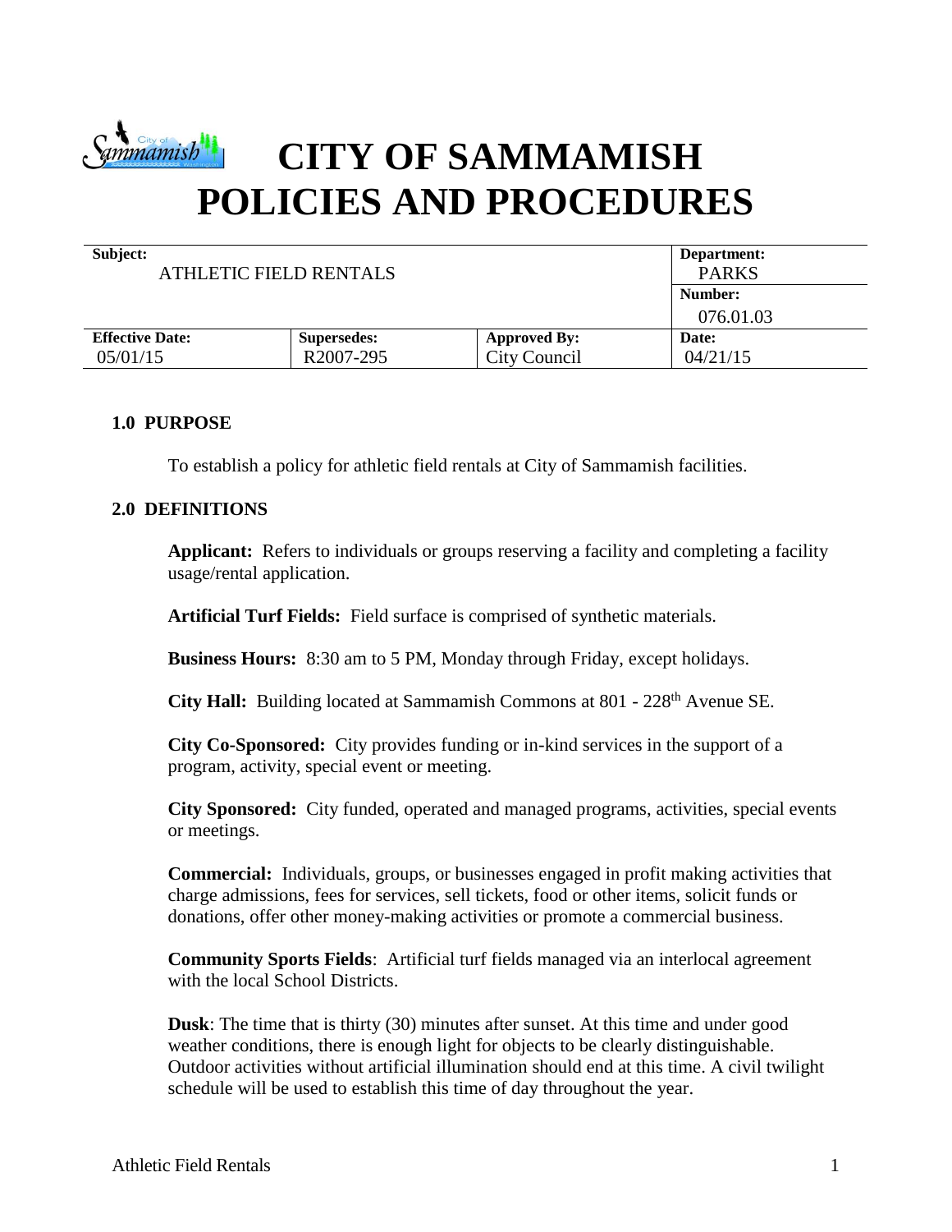# CITY OF SAMMAMISH POLICIES AND PROCEDURES

| Subject: ATHLETIC FIELD RENTALS | | | Department: PARKS |
|---|---|---|---|
| | | | Number: 076.01.03 |
| **Effective Date:** 05/01/15 | **Supersedes:** R2007-295 | **Approved By:** City Council | **Date:** 04/21/15 |

## 1.0 PURPOSE

To establish a policy for athletic field rentals at City of Sammamish facilities.

## 2.0 DEFINITIONS

**Applicant:** Refers to individuals or groups reserving a facility and completing a facility usage/rental application.

**Artificial Turf Fields:** Field surface is comprised of synthetic materials.

**Business Hours:** 8:30 am to 5 PM, Monday through Friday, except holidays.

**City Hall:** Building located at Sammamish Commons at 801 - 228th Avenue SE.

**City Co-Sponsored:** City provides funding or in-kind services in the support of a program, activity, special event or meeting.

**City Sponsored:** City funded, operated and managed programs, activities, special events or meetings.

**Commercial:** Individuals, groups, or businesses engaged in profit making activities that charge admissions, fees for services, sell tickets, food or other items, solicit funds or donations, offer other money-making activities or promote a commercial business.

**Community Sports Fields**: Artificial turf fields managed via an interlocal agreement with the local School Districts.

**Dusk**: The time that is thirty (30) minutes after sunset. At this time and under good weather conditions, there is enough light for objects to be clearly distinguishable. Outdoor activities without artificial illumination should end at this time. A civil twilight schedule will be used to establish this time of day throughout the year.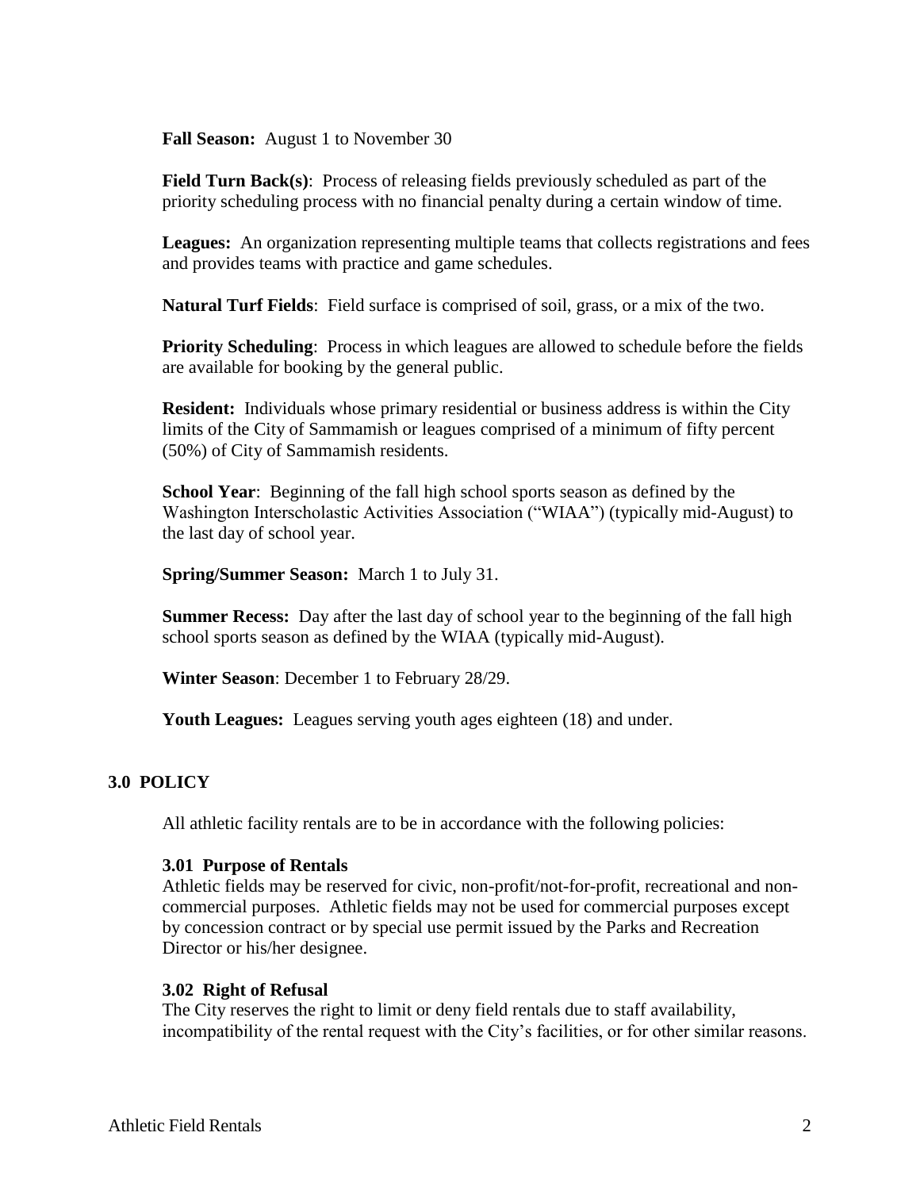**Fall Season:** August 1 to November 30

**Field Turn Back(s)**: Process of releasing fields previously scheduled as part of the priority scheduling process with no financial penalty during a certain window of time.

**Leagues:** An organization representing multiple teams that collects registrations and fees and provides teams with practice and game schedules.

**Natural Turf Fields**: Field surface is comprised of soil, grass, or a mix of the two.

**Priority Scheduling**: Process in which leagues are allowed to schedule before the fields are available for booking by the general public.

**Resident:** Individuals whose primary residential or business address is within the City limits of the City of Sammamish or leagues comprised of a minimum of fifty percent (50%) of City of Sammamish residents.

**School Year**: Beginning of the fall high school sports season as defined by the Washington Interscholastic Activities Association ("WIAA") (typically mid-August) to the last day of school year.

**Spring/Summer Season:** March 1 to July 31.

**Summer Recess:** Day after the last day of school year to the beginning of the fall high school sports season as defined by the WIAA (typically mid-August).

**Winter Season**: December 1 to February 28/29.

**Youth Leagues:** Leagues serving youth ages eighteen (18) and under.

## 3.0 POLICY

All athletic facility rentals are to be in accordance with the following policies:

### 3.01 Purpose of Rentals

Athletic fields may be reserved for civic, non-profit/not-for-profit, recreational and non-commercial purposes. Athletic fields may not be used for commercial purposes except by concession contract or by special use permit issued by the Parks and Recreation Director or his/her designee.

### 3.02 Right of Refusal

The City reserves the right to limit or deny field rentals due to staff availability, incompatibility of the rental request with the City's facilities, or for other similar reasons.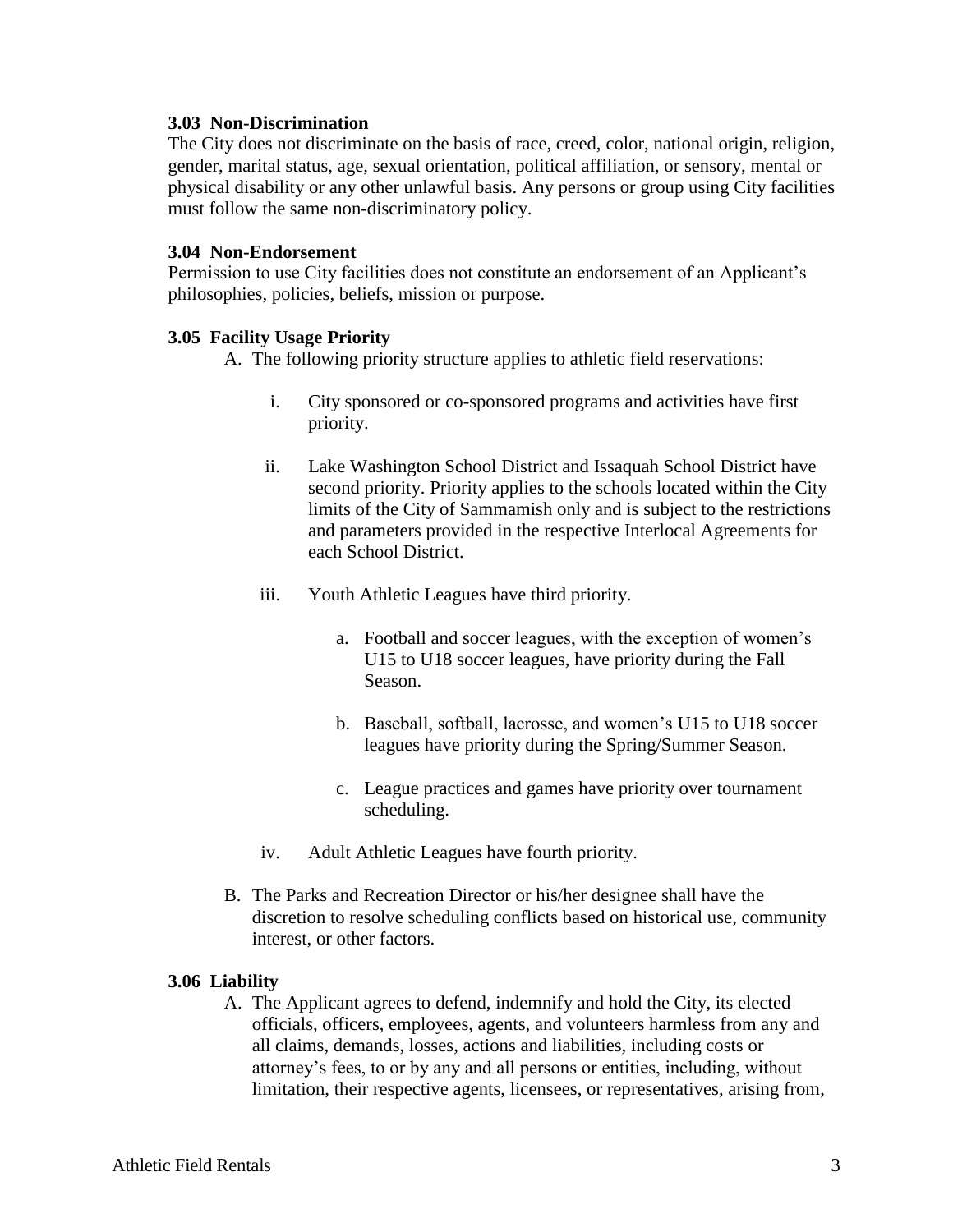### 3.03 Non-Discrimination

The City does not discriminate on the basis of race, creed, color, national origin, religion, gender, marital status, age, sexual orientation, political affiliation, or sensory, mental or physical disability or any other unlawful basis. Any persons or group using City facilities must follow the same non-discriminatory policy.

### 3.04 Non-Endorsement

Permission to use City facilities does not constitute an endorsement of an Applicant's philosophies, policies, beliefs, mission or purpose.

### 3.05 Facility Usage Priority

A. The following priority structure applies to athletic field reservations:

   i. City sponsored or co-sponsored programs and activities have first priority.

   ii. Lake Washington School District and Issaquah School District have second priority. Priority applies to the schools located within the City limits of the City of Sammamish only and is subject to the restrictions and parameters provided in the respective Interlocal Agreements for each School District.

   iii. Youth Athletic Leagues have third priority.

      a. Football and soccer leagues, with the exception of women's U15 to U18 soccer leagues, have priority during the Fall Season.

      b. Baseball, softball, lacrosse, and women's U15 to U18 soccer leagues have priority during the Spring/Summer Season.

      c. League practices and games have priority over tournament scheduling.

   iv. Adult Athletic Leagues have fourth priority.

B. The Parks and Recreation Director or his/her designee shall have the discretion to resolve scheduling conflicts based on historical use, community interest, or other factors.

### 3.06 Liability

A. The Applicant agrees to defend, indemnify and hold the City, its elected officials, officers, employees, agents, and volunteers harmless from any and all claims, demands, losses, actions and liabilities, including costs or attorney's fees, to or by any and all persons or entities, including, without limitation, their respective agents, licensees, or representatives, arising from,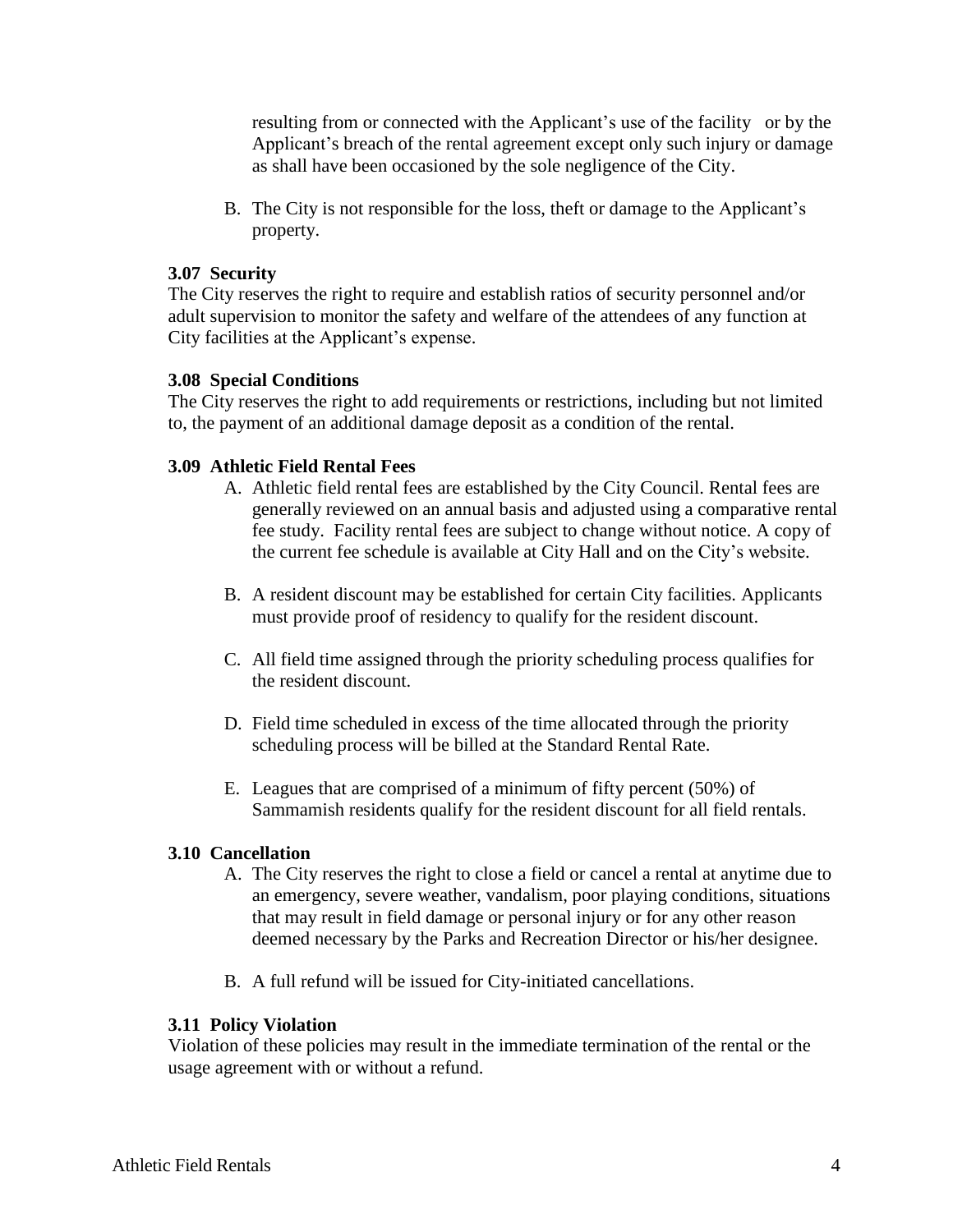resulting from or connected with the Applicant's use of the facility or by the Applicant's breach of the rental agreement except only such injury or damage as shall have been occasioned by the sole negligence of the City.

B. The City is not responsible for the loss, theft or damage to the Applicant's property.

### 3.07 Security

The City reserves the right to require and establish ratios of security personnel and/or adult supervision to monitor the safety and welfare of the attendees of any function at City facilities at the Applicant's expense.

### 3.08 Special Conditions

The City reserves the right to add requirements or restrictions, including but not limited to, the payment of an additional damage deposit as a condition of the rental.

### 3.09 Athletic Field Rental Fees

A. Athletic field rental fees are established by the City Council. Rental fees are generally reviewed on an annual basis and adjusted using a comparative rental fee study. Facility rental fees are subject to change without notice. A copy of the current fee schedule is available at City Hall and on the City's website.

B. A resident discount may be established for certain City facilities. Applicants must provide proof of residency to qualify for the resident discount.

C. All field time assigned through the priority scheduling process qualifies for the resident discount.

D. Field time scheduled in excess of the time allocated through the priority scheduling process will be billed at the Standard Rental Rate.

E. Leagues that are comprised of a minimum of fifty percent (50%) of Sammamish residents qualify for the resident discount for all field rentals.

### 3.10 Cancellation

A. The City reserves the right to close a field or cancel a rental at anytime due to an emergency, severe weather, vandalism, poor playing conditions, situations that may result in field damage or personal injury or for any other reason deemed necessary by the Parks and Recreation Director or his/her designee.

B. A full refund will be issued for City-initiated cancellations.

### 3.11 Policy Violation

Violation of these policies may result in the immediate termination of the rental or the usage agreement with or without a refund.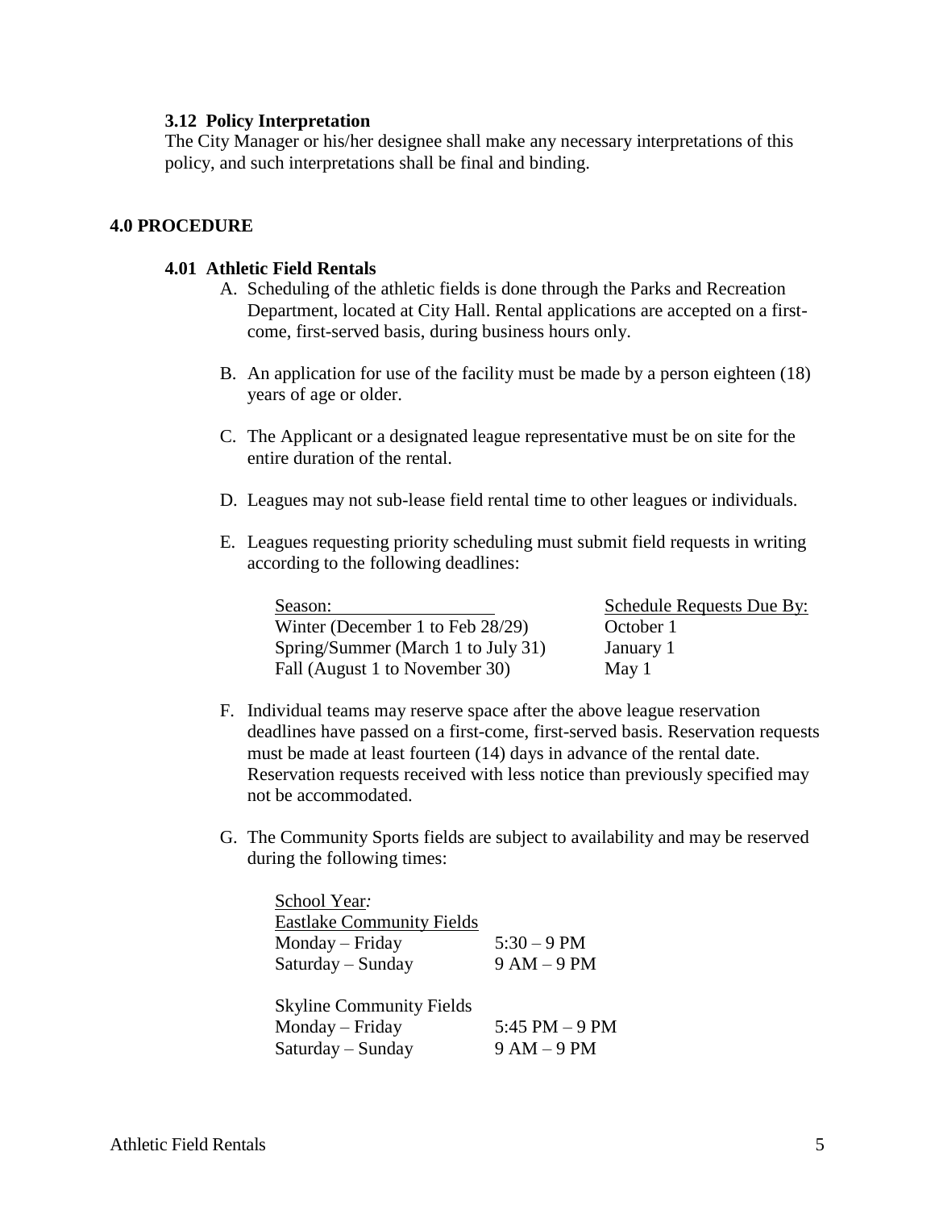### 3.12 Policy Interpretation

The City Manager or his/her designee shall make any necessary interpretations of this policy, and such interpretations shall be final and binding.

## 4.0 PROCEDURE

### 4.01 Athletic Field Rentals

A. Scheduling of the athletic fields is done through the Parks and Recreation Department, located at City Hall. Rental applications are accepted on a first-come, first-served basis, during business hours only.

B. An application for use of the facility must be made by a person eighteen (18) years of age or older.

C. The Applicant or a designated league representative must be on site for the entire duration of the rental.

D. Leagues may not sub-lease field rental time to other leagues or individuals.

E. Leagues requesting priority scheduling must submit field requests in writing according to the following deadlines:

| Season: | Schedule Requests Due By: |
|---|---|
| Winter (December 1 to Feb 28/29) | October 1 |
| Spring/Summer (March 1 to July 31) | January 1 |
| Fall (August 1 to November 30) | May 1 |

F. Individual teams may reserve space after the above league reservation deadlines have passed on a first-come, first-served basis. Reservation requests must be made at least fourteen (14) days in advance of the rental date. Reservation requests received with less notice than previously specified may not be accommodated.

G. The Community Sports fields are subject to availability and may be reserved during the following times:

School Year:

| Eastlake Community Fields | |
|---|---|
| Monday – Friday | 5:30 – 9 PM |
| Saturday – Sunday | 9 AM – 9 PM |

| Skyline Community Fields | |
|---|---|
| Monday – Friday | 5:45 PM – 9 PM |
| Saturday – Sunday | 9 AM – 9 PM |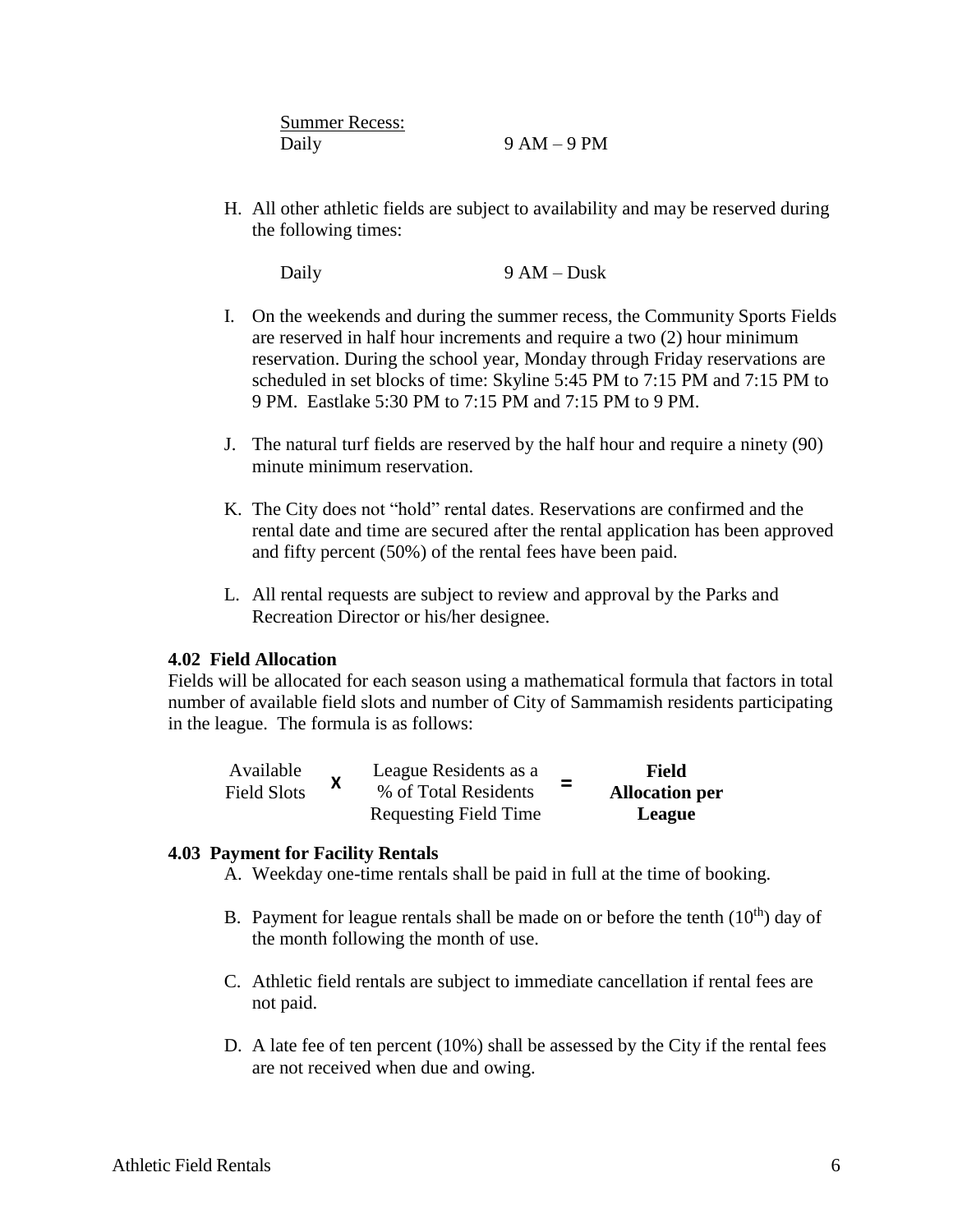Summer Recess:

| Daily | 9 AM – 9 PM |
|---|---|

H. All other athletic fields are subject to availability and may be reserved during the following times:

| Daily | 9 AM – Dusk |
|---|---|

I. On the weekends and during the summer recess, the Community Sports Fields are reserved in half hour increments and require a two (2) hour minimum reservation. During the school year, Monday through Friday reservations are scheduled in set blocks of time: Skyline 5:45 PM to 7:15 PM and 7:15 PM to 9 PM. Eastlake 5:30 PM to 7:15 PM and 7:15 PM to 9 PM.

J. The natural turf fields are reserved by the half hour and require a ninety (90) minute minimum reservation.

K. The City does not "hold" rental dates. Reservations are confirmed and the rental date and time are secured after the rental application has been approved and fifty percent (50%) of the rental fees have been paid.

L. All rental requests are subject to review and approval by the Parks and Recreation Director or his/her designee.

**4.02 Field Allocation**

Fields will be allocated for each season using a mathematical formula that factors in total number of available field slots and number of City of Sammamish residents participating in the league. The formula is as follows:

| Available Field Slots | X | League Residents as a % of Total Residents Requesting Field Time | = | **Field Allocation per League** |
|---|---|---|---|---|

**4.03 Payment for Facility Rentals**

A. Weekday one-time rentals shall be paid in full at the time of booking.

B. Payment for league rentals shall be made on or before the tenth (10th) day of the month following the month of use.

C. Athletic field rentals are subject to immediate cancellation if rental fees are not paid.

D. A late fee of ten percent (10%) shall be assessed by the City if the rental fees are not received when due and owing.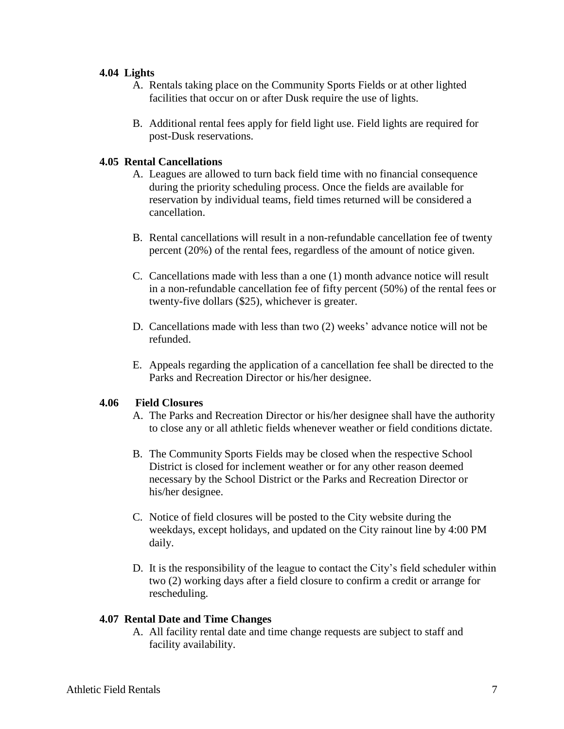### 4.04 Lights

A. Rentals taking place on the Community Sports Fields or at other lighted facilities that occur on or after Dusk require the use of lights.

B. Additional rental fees apply for field light use. Field lights are required for post-Dusk reservations.

### 4.05 Rental Cancellations

A. Leagues are allowed to turn back field time with no financial consequence during the priority scheduling process. Once the fields are available for reservation by individual teams, field times returned will be considered a cancellation.

B. Rental cancellations will result in a non-refundable cancellation fee of twenty percent (20%) of the rental fees, regardless of the amount of notice given.

C. Cancellations made with less than a one (1) month advance notice will result in a non-refundable cancellation fee of fifty percent (50%) of the rental fees or twenty-five dollars ($25), whichever is greater.

D. Cancellations made with less than two (2) weeks' advance notice will not be refunded.

E. Appeals regarding the application of a cancellation fee shall be directed to the Parks and Recreation Director or his/her designee.

### 4.06 Field Closures

A. The Parks and Recreation Director or his/her designee shall have the authority to close any or all athletic fields whenever weather or field conditions dictate.

B. The Community Sports Fields may be closed when the respective School District is closed for inclement weather or for any other reason deemed necessary by the School District or the Parks and Recreation Director or his/her designee.

C. Notice of field closures will be posted to the City website during the weekdays, except holidays, and updated on the City rainout line by 4:00 PM daily.

D. It is the responsibility of the league to contact the City's field scheduler within two (2) working days after a field closure to confirm a credit or arrange for rescheduling.

### 4.07 Rental Date and Time Changes

A. All facility rental date and time change requests are subject to staff and facility availability.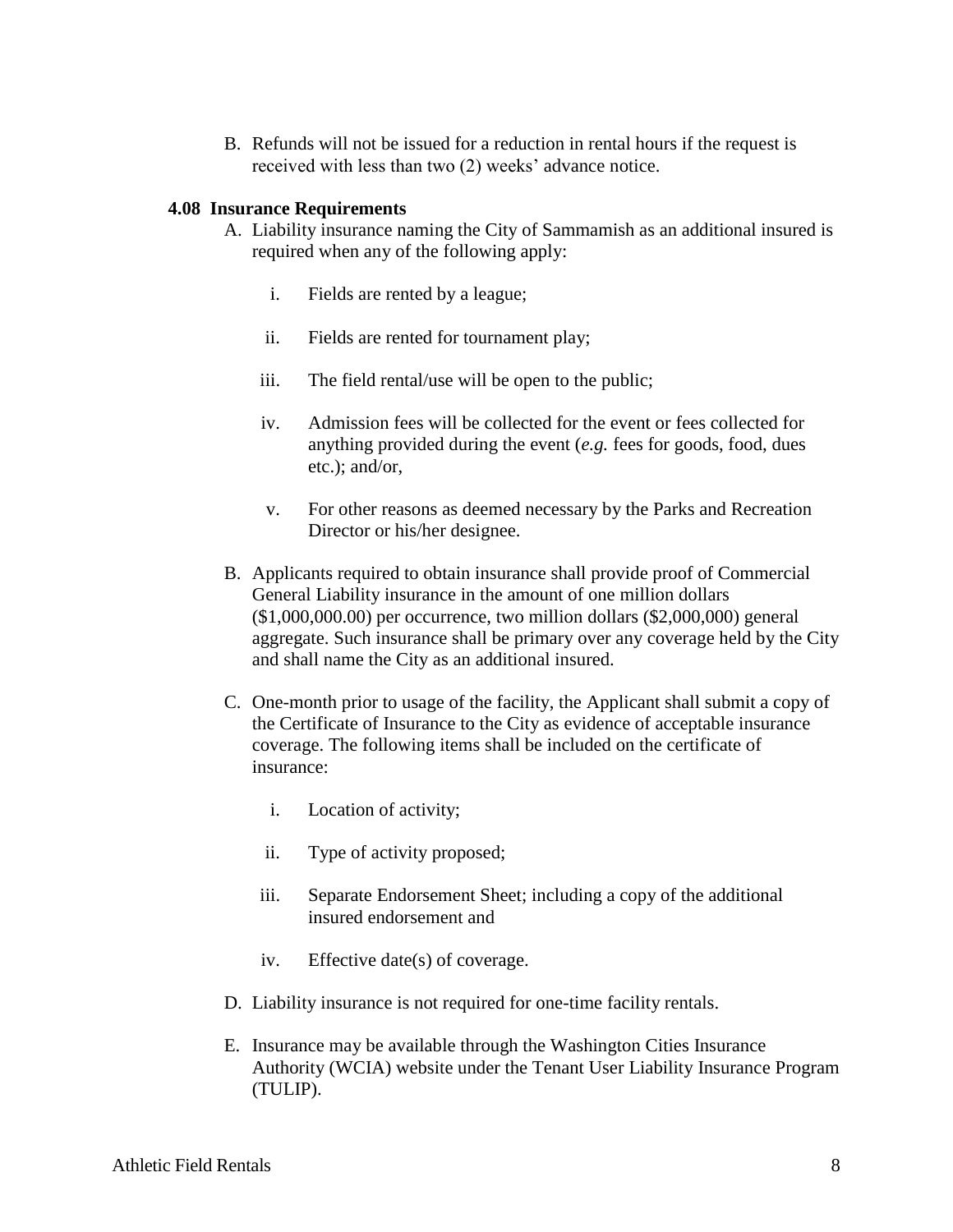B. Refunds will not be issued for a reduction in rental hours if the request is received with less than two (2) weeks' advance notice.

### 4.08 Insurance Requirements

A. Liability insurance naming the City of Sammamish as an additional insured is required when any of the following apply:

   i. Fields are rented by a league;

   ii. Fields are rented for tournament play;

   iii. The field rental/use will be open to the public;

   iv. Admission fees will be collected for the event or fees collected for anything provided during the event (*e.g.* fees for goods, food, dues etc.); and/or,

   v. For other reasons as deemed necessary by the Parks and Recreation Director or his/her designee.

B. Applicants required to obtain insurance shall provide proof of Commercial General Liability insurance in the amount of one million dollars ($1,000,000.00) per occurrence, two million dollars ($2,000,000) general aggregate. Such insurance shall be primary over any coverage held by the City and shall name the City as an additional insured.

C. One-month prior to usage of the facility, the Applicant shall submit a copy of the Certificate of Insurance to the City as evidence of acceptable insurance coverage. The following items shall be included on the certificate of insurance:

   i. Location of activity;

   ii. Type of activity proposed;

   iii. Separate Endorsement Sheet; including a copy of the additional insured endorsement and

   iv. Effective date(s) of coverage.

D. Liability insurance is not required for one-time facility rentals.

E. Insurance may be available through the Washington Cities Insurance Authority (WCIA) website under the Tenant User Liability Insurance Program (TULIP).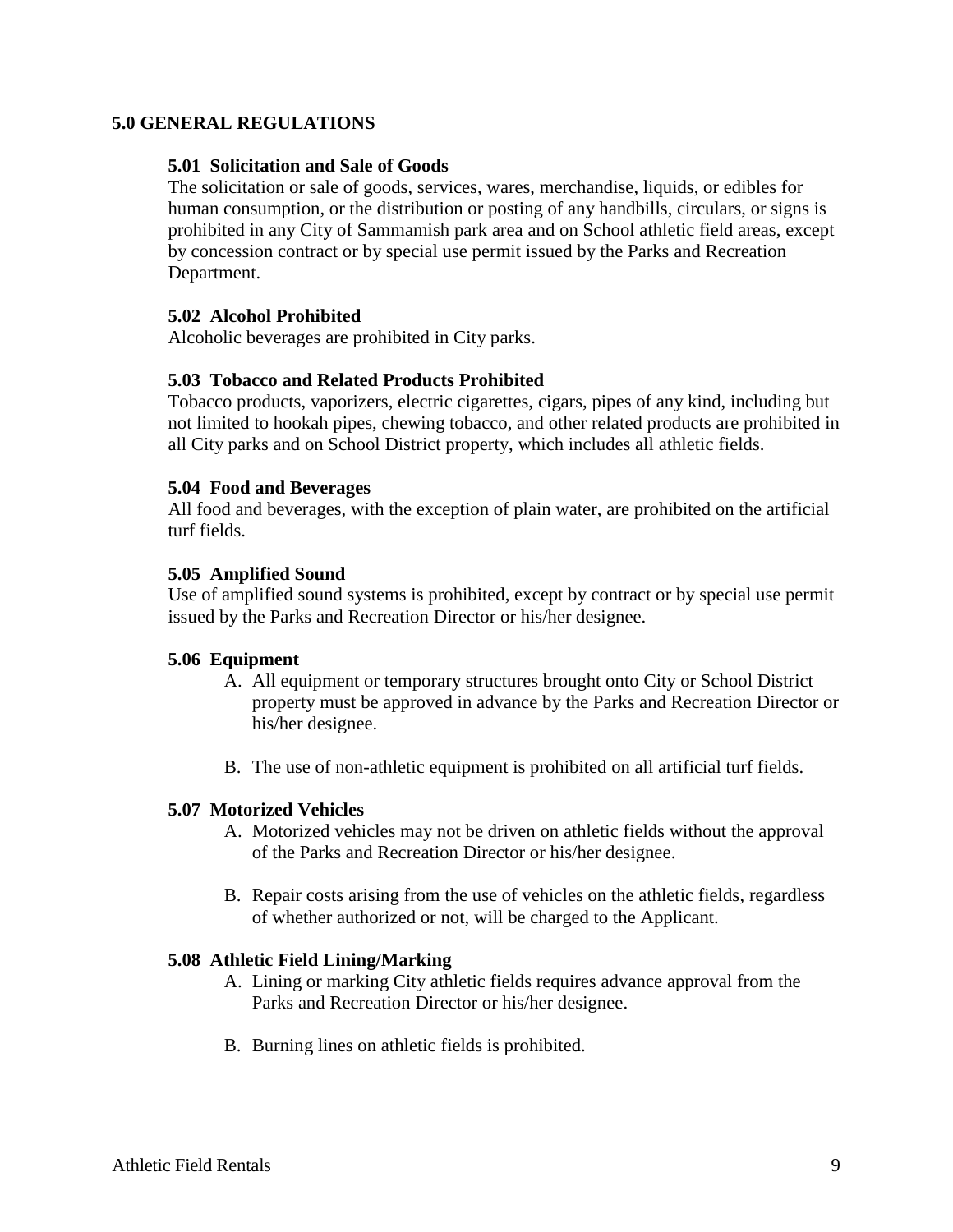## 5.0 GENERAL REGULATIONS

### 5.01 Solicitation and Sale of Goods

The solicitation or sale of goods, services, wares, merchandise, liquids, or edibles for human consumption, or the distribution or posting of any handbills, circulars, or signs is prohibited in any City of Sammamish park area and on School athletic field areas, except by concession contract or by special use permit issued by the Parks and Recreation Department.

### 5.02 Alcohol Prohibited

Alcoholic beverages are prohibited in City parks.

### 5.03 Tobacco and Related Products Prohibited

Tobacco products, vaporizers, electric cigarettes, cigars, pipes of any kind, including but not limited to hookah pipes, chewing tobacco, and other related products are prohibited in all City parks and on School District property, which includes all athletic fields.

### 5.04 Food and Beverages

All food and beverages, with the exception of plain water, are prohibited on the artificial turf fields.

### 5.05 Amplified Sound

Use of amplified sound systems is prohibited, except by contract or by special use permit issued by the Parks and Recreation Director or his/her designee.

### 5.06 Equipment

A. All equipment or temporary structures brought onto City or School District property must be approved in advance by the Parks and Recreation Director or his/her designee.

B. The use of non-athletic equipment is prohibited on all artificial turf fields.

### 5.07 Motorized Vehicles

A. Motorized vehicles may not be driven on athletic fields without the approval of the Parks and Recreation Director or his/her designee.

B. Repair costs arising from the use of vehicles on the athletic fields, regardless of whether authorized or not, will be charged to the Applicant.

### 5.08 Athletic Field Lining/Marking

A. Lining or marking City athletic fields requires advance approval from the Parks and Recreation Director or his/her designee.

B. Burning lines on athletic fields is prohibited.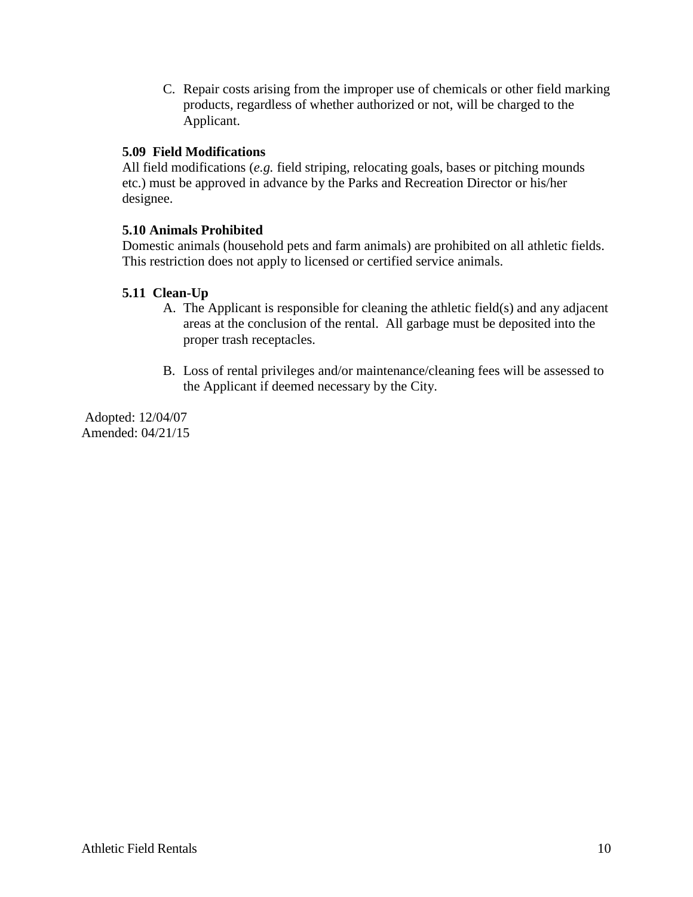C. Repair costs arising from the improper use of chemicals or other field marking products, regardless of whether authorized or not, will be charged to the Applicant.

**5.09 Field Modifications**

All field modifications (*e.g.* field striping, relocating goals, bases or pitching mounds etc.) must be approved in advance by the Parks and Recreation Director or his/her designee.

**5.10 Animals Prohibited**

Domestic animals (household pets and farm animals) are prohibited on all athletic fields. This restriction does not apply to licensed or certified service animals.

**5.11 Clean-Up**

A. The Applicant is responsible for cleaning the athletic field(s) and any adjacent areas at the conclusion of the rental. All garbage must be deposited into the proper trash receptacles.

B. Loss of rental privileges and/or maintenance/cleaning fees will be assessed to the Applicant if deemed necessary by the City.

Adopted: 12/04/07
Amended: 04/21/15